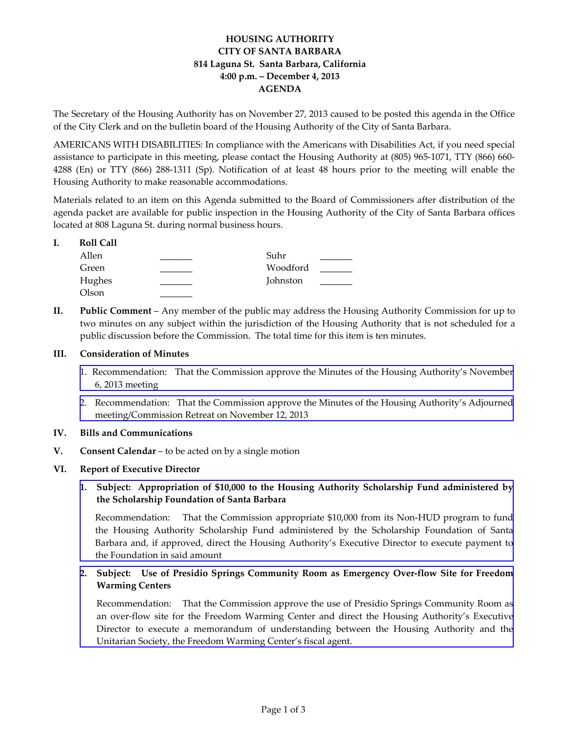# HOUSING AUTHORITY
# CITY OF SANTA BARBARA
## 814 Laguna St. Santa Barbara, California
## 4:00 p.m. – December 4, 2013
## AGENDA

The Secretary of the Housing Authority has on November 27, 2013 caused to be posted this agenda in the Office of the City Clerk and on the bulletin board of the Housing Authority of the City of Santa Barbara.

AMERICANS WITH DISABILITIES: In compliance with the Americans with Disabilities Act, if you need special assistance to participate in this meeting, please contact the Housing Authority at (805) 965-1071, TTY (866) 660-4288 (En) or TTY (866) 288-1311 (Sp). Notification of at least 48 hours prior to the meeting will enable the Housing Authority to make reasonable accommodations.

Materials related to an item on this Agenda submitted to the Board of Commissioners after distribution of the agenda packet are available for public inspection in the Housing Authority of the City of Santa Barbara offices located at 808 Laguna St. during normal business hours.

**I. Roll Call**

| | | | |
|---|---|---|---|
| Allen | _______ | Suhr | _______ |
| Green | _______ | Woodford | _______ |
| Hughes | _______ | Johnston | _______ |
| Olson | _______ | | |

**II. Public Comment** – Any member of the public may address the Housing Authority Commission for up to two minutes on any subject within the jurisdiction of the Housing Authority that is not scheduled for a public discussion before the Commission. The total time for this item is ten minutes.

**III. Consideration of Minutes**

1. Recommendation: That the Commission approve the Minutes of the Housing Authority's November 6, 2013 meeting

2. Recommendation: That the Commission approve the Minutes of the Housing Authority's Adjourned meeting/Commission Retreat on November 12, 2013

**IV. Bills and Communications**

**V. Consent Calendar** – to be acted on by a single motion

**VI. Report of Executive Director**

1. **Subject: Appropriation of $10,000 to the Housing Authority Scholarship Fund administered by the Scholarship Foundation of Santa Barbara**

   Recommendation: That the Commission appropriate $10,000 from its Non-HUD program to fund the Housing Authority Scholarship Fund administered by the Scholarship Foundation of Santa Barbara and, if approved, direct the Housing Authority's Executive Director to execute payment to the Foundation in said amount

2. **Subject: Use of Presidio Springs Community Room as Emergency Over-flow Site for Freedom Warming Centers**

   Recommendation: That the Commission approve the use of Presidio Springs Community Room as an over-flow site for the Freedom Warming Center and direct the Housing Authority's Executive Director to execute a memorandum of understanding between the Housing Authority and the Unitarian Society, the Freedom Warming Center's fiscal agent.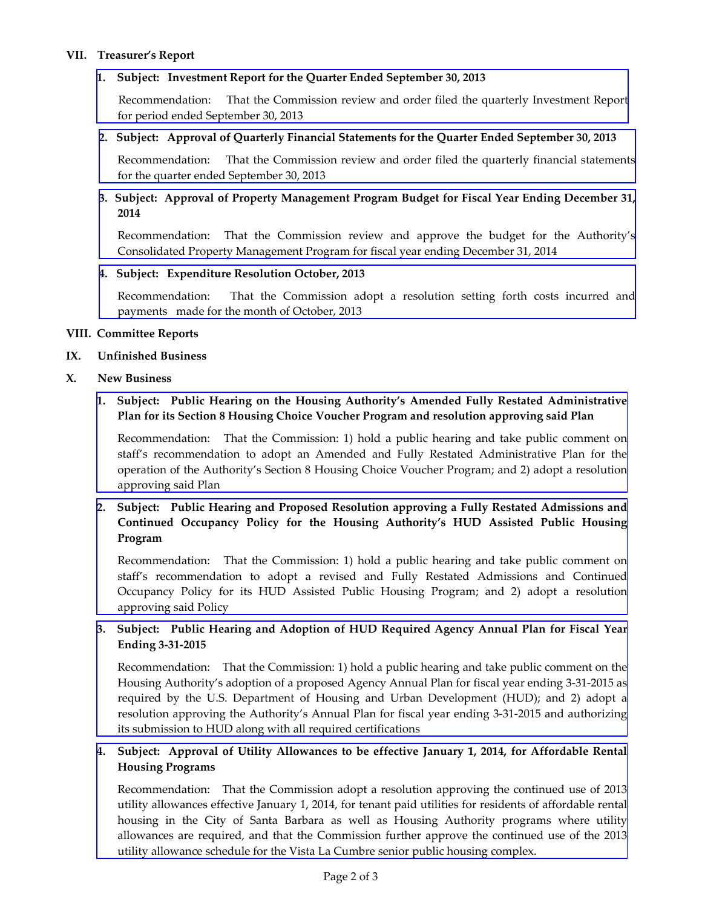## VII. Treasurer's Report

1. **Subject: Investment Report for the Quarter Ended September 30, 2013**

   Recommendation: That the Commission review and order filed the quarterly Investment Report for period ended September 30, 2013

2. **Subject: Approval of Quarterly Financial Statements for the Quarter Ended September 30, 2013**

   Recommendation: That the Commission review and order filed the quarterly financial statements for the quarter ended September 30, 2013

3. **Subject: Approval of Property Management Program Budget for Fiscal Year Ending December 31, 2014**

   Recommendation: That the Commission review and approve the budget for the Authority's Consolidated Property Management Program for fiscal year ending December 31, 2014

4. **Subject: Expenditure Resolution October, 2013**

   Recommendation: That the Commission adopt a resolution setting forth costs incurred and payments made for the month of October, 2013

## VIII. Committee Reports

## IX. Unfinished Business

## X. New Business

1. **Subject: Public Hearing on the Housing Authority's Amended Fully Restated Administrative Plan for its Section 8 Housing Choice Voucher Program and resolution approving said Plan**

   Recommendation: That the Commission: 1) hold a public hearing and take public comment on staff's recommendation to adopt an Amended and Fully Restated Administrative Plan for the operation of the Authority's Section 8 Housing Choice Voucher Program; and 2) adopt a resolution approving said Plan

2. **Subject: Public Hearing and Proposed Resolution approving a Fully Restated Admissions and Continued Occupancy Policy for the Housing Authority's HUD Assisted Public Housing Program**

   Recommendation: That the Commission: 1) hold a public hearing and take public comment on staff's recommendation to adopt a revised and Fully Restated Admissions and Continued Occupancy Policy for its HUD Assisted Public Housing Program; and 2) adopt a resolution approving said Policy

3. **Subject: Public Hearing and Adoption of HUD Required Agency Annual Plan for Fiscal Year Ending 3-31-2015**

   Recommendation: That the Commission: 1) hold a public hearing and take public comment on the Housing Authority's adoption of a proposed Agency Annual Plan for fiscal year ending 3-31-2015 as required by the U.S. Department of Housing and Urban Development (HUD); and 2) adopt a resolution approving the Authority's Annual Plan for fiscal year ending 3-31-2015 and authorizing its submission to HUD along with all required certifications

4. **Subject: Approval of Utility Allowances to be effective January 1, 2014, for Affordable Rental Housing Programs**

   Recommendation: That the Commission adopt a resolution approving the continued use of 2013 utility allowances effective January 1, 2014, for tenant paid utilities for residents of affordable rental housing in the City of Santa Barbara as well as Housing Authority programs where utility allowances are required, and that the Commission further approve the continued use of the 2013 utility allowance schedule for the Vista La Cumbre senior public housing complex.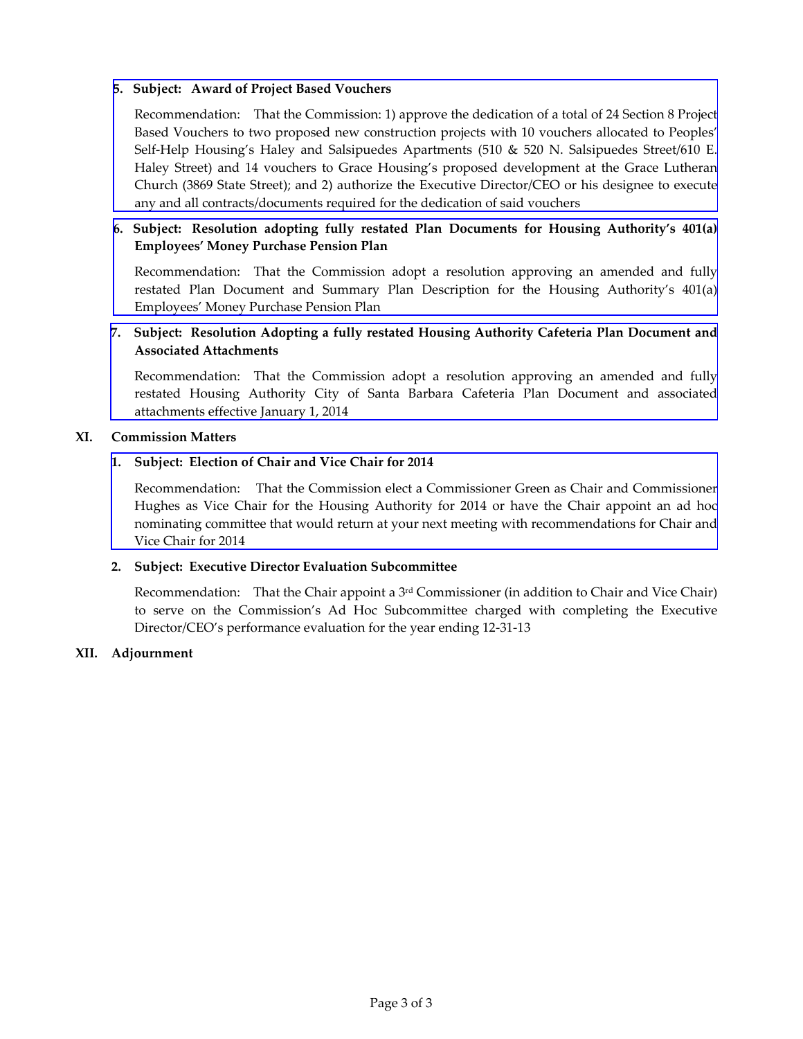**5. Subject: Award of Project Based Vouchers**

Recommendation: That the Commission: 1) approve the dedication of a total of 24 Section 8 Project Based Vouchers to two proposed new construction projects with 10 vouchers allocated to Peoples' Self-Help Housing's Haley and Salsipuedes Apartments (510 & 520 N. Salsipuedes Street/610 E. Haley Street) and 14 vouchers to Grace Housing's proposed development at the Grace Lutheran Church (3869 State Street); and 2) authorize the Executive Director/CEO or his designee to execute any and all contracts/documents required for the dedication of said vouchers

**6. Subject: Resolution adopting fully restated Plan Documents for Housing Authority's 401(a) Employees' Money Purchase Pension Plan**

Recommendation: That the Commission adopt a resolution approving an amended and fully restated Plan Document and Summary Plan Description for the Housing Authority's 401(a) Employees' Money Purchase Pension Plan

**7. Subject: Resolution Adopting a fully restated Housing Authority Cafeteria Plan Document and Associated Attachments**

Recommendation: That the Commission adopt a resolution approving an amended and fully restated Housing Authority City of Santa Barbara Cafeteria Plan Document and associated attachments effective January 1, 2014

## XI. Commission Matters

**1. Subject: Election of Chair and Vice Chair for 2014**

Recommendation: That the Commission elect a Commissioner Green as Chair and Commissioner Hughes as Vice Chair for the Housing Authority for 2014 or have the Chair appoint an ad hoc nominating committee that would return at your next meeting with recommendations for Chair and Vice Chair for 2014

**2. Subject: Executive Director Evaluation Subcommittee**

Recommendation: That the Chair appoint a 3rd Commissioner (in addition to Chair and Vice Chair) to serve on the Commission's Ad Hoc Subcommittee charged with completing the Executive Director/CEO's performance evaluation for the year ending 12-31-13

## XII. Adjournment